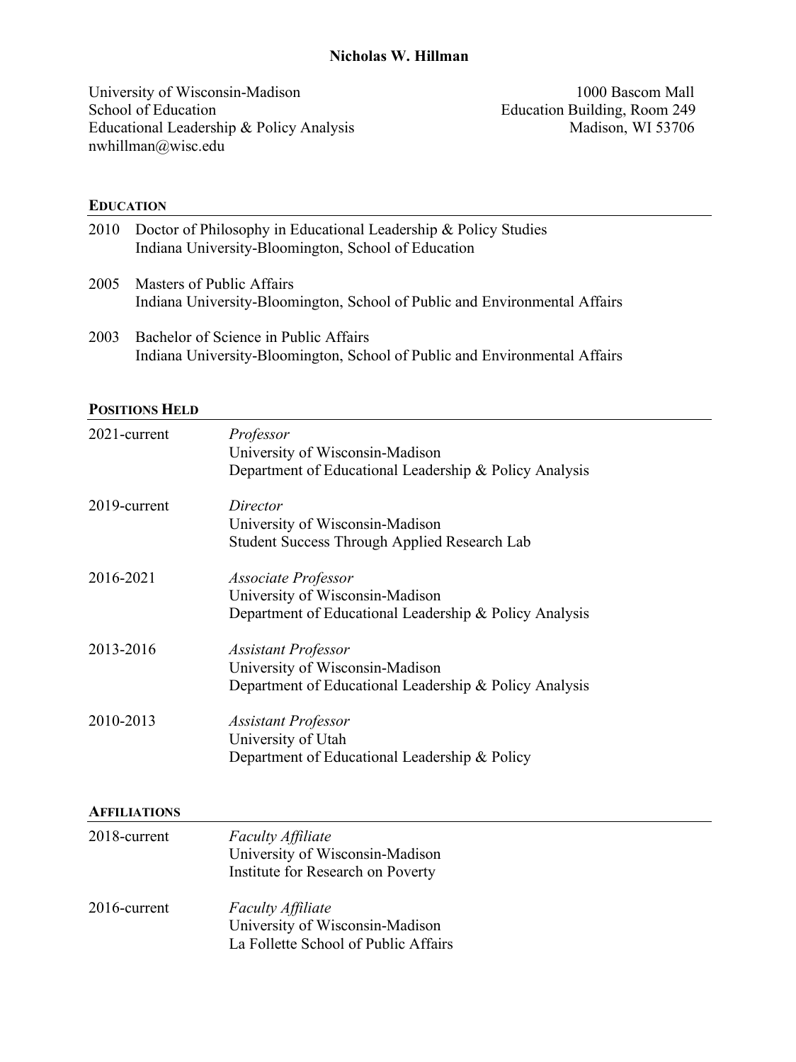# Nicholas W. Hillman

University of Wisconsin-Madison
School of Education
Educational Leadership & Policy Analysis
nwhillman@wisc.edu

1000 Bascom Mall
Education Building, Room 249
Madison, WI 53706

## EDUCATION

2010 Doctor of Philosophy in Educational Leadership & Policy Studies
Indiana University-Bloomington, School of Education

2005 Masters of Public Affairs
Indiana University-Bloomington, School of Public and Environmental Affairs

2003 Bachelor of Science in Public Affairs
Indiana University-Bloomington, School of Public and Environmental Affairs

## POSITIONS HELD

2021-current *Professor*
University of Wisconsin-Madison
Department of Educational Leadership & Policy Analysis

2019-current *Director*
University of Wisconsin-Madison
Student Success Through Applied Research Lab

2016-2021 *Associate Professor*
University of Wisconsin-Madison
Department of Educational Leadership & Policy Analysis

2013-2016 *Assistant Professor*
University of Wisconsin-Madison
Department of Educational Leadership & Policy Analysis

2010-2013 *Assistant Professor*
University of Utah
Department of Educational Leadership & Policy

## AFFILIATIONS

2018-current *Faculty Affiliate*
University of Wisconsin-Madison
Institute for Research on Poverty

2016-current *Faculty Affiliate*
University of Wisconsin-Madison
La Follette School of Public Affairs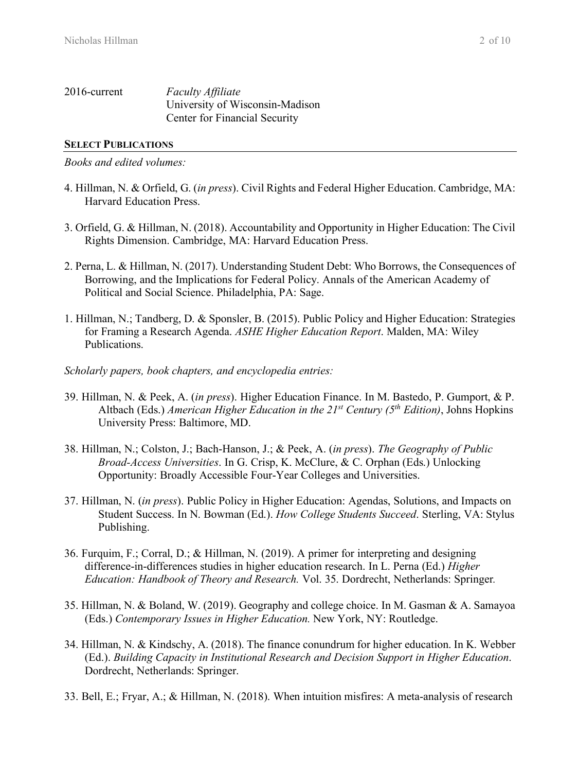2016-current *Faculty Affiliate*
University of Wisconsin-Madison
Center for Financial Security

## SELECT PUBLICATIONS

*Books and edited volumes:*

4. Hillman, N. & Orfield, G. (*in press*). Civil Rights and Federal Higher Education. Cambridge, MA: Harvard Education Press.

3. Orfield, G. & Hillman, N. (2018). Accountability and Opportunity in Higher Education: The Civil Rights Dimension. Cambridge, MA: Harvard Education Press.

2. Perna, L. & Hillman, N. (2017). Understanding Student Debt: Who Borrows, the Consequences of Borrowing, and the Implications for Federal Policy. Annals of the American Academy of Political and Social Science. Philadelphia, PA: Sage.

1. Hillman, N.; Tandberg, D. & Sponsler, B. (2015). Public Policy and Higher Education: Strategies for Framing a Research Agenda. *ASHE Higher Education Report*. Malden, MA: Wiley Publications.

*Scholarly papers, book chapters, and encyclopedia entries:*

39. Hillman, N. & Peek, A. (*in press*). Higher Education Finance. In M. Bastedo, P. Gumport, & P. Altbach (Eds.) *American Higher Education in the 21st Century (5th Edition)*, Johns Hopkins University Press: Baltimore, MD.

38. Hillman, N.; Colston, J.; Bach-Hanson, J.; & Peek, A. (*in press*). *The Geography of Public Broad-Access Universities*. In G. Crisp, K. McClure, & C. Orphan (Eds.) Unlocking Opportunity: Broadly Accessible Four-Year Colleges and Universities.

37. Hillman, N. (*in press*). Public Policy in Higher Education: Agendas, Solutions, and Impacts on Student Success. In N. Bowman (Ed.). *How College Students Succeed*. Sterling, VA: Stylus Publishing.

36. Furquim, F.; Corral, D.; & Hillman, N. (2019). A primer for interpreting and designing difference-in-differences studies in higher education research. In L. Perna (Ed.) *Higher Education: Handbook of Theory and Research.* Vol. 35. Dordrecht, Netherlands: Springer*.*

35. Hillman, N. & Boland, W. (2019). Geography and college choice. In M. Gasman & A. Samayoa (Eds.) *Contemporary Issues in Higher Education.* New York, NY: Routledge.

34. Hillman, N. & Kindschy, A. (2018). The finance conundrum for higher education. In K. Webber (Ed.). *Building Capacity in Institutional Research and Decision Support in Higher Education*. Dordrecht, Netherlands: Springer.

33. Bell, E.; Fryar, A.; & Hillman, N. (2018). When intuition misfires: A meta-analysis of research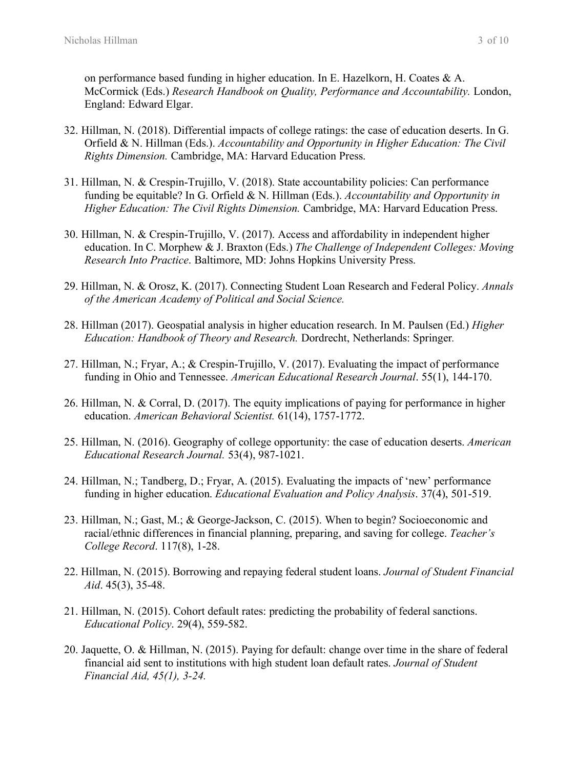on performance based funding in higher education. In E. Hazelkorn, H. Coates & A. McCormick (Eds.) *Research Handbook on Quality, Performance and Accountability.* London, England: Edward Elgar.

32. Hillman, N. (2018). Differential impacts of college ratings: the case of education deserts. In G. Orfield & N. Hillman (Eds.). *Accountability and Opportunity in Higher Education: The Civil Rights Dimension.* Cambridge, MA: Harvard Education Press.

31. Hillman, N. & Crespin-Trujillo, V. (2018). State accountability policies: Can performance funding be equitable? In G. Orfield & N. Hillman (Eds.). *Accountability and Opportunity in Higher Education: The Civil Rights Dimension.* Cambridge, MA: Harvard Education Press.

30. Hillman, N. & Crespin-Trujillo, V. (2017). Access and affordability in independent higher education. In C. Morphew & J. Braxton (Eds.) *The Challenge of Independent Colleges: Moving Research Into Practice*. Baltimore, MD: Johns Hopkins University Press.

29. Hillman, N. & Orosz, K. (2017). Connecting Student Loan Research and Federal Policy. *Annals of the American Academy of Political and Social Science.*

28. Hillman (2017). Geospatial analysis in higher education research. In M. Paulsen (Ed.) *Higher Education: Handbook of Theory and Research.* Dordrecht, Netherlands: Springer*.*

27. Hillman, N.; Fryar, A.; & Crespin-Trujillo, V. (2017). Evaluating the impact of performance funding in Ohio and Tennessee. *American Educational Research Journal*. 55(1), 144-170.

26. Hillman, N. & Corral, D. (2017). The equity implications of paying for performance in higher education. *American Behavioral Scientist.* 61(14), 1757-1772.

25. Hillman, N. (2016). Geography of college opportunity: the case of education deserts. *American Educational Research Journal.* 53(4), 987-1021.

24. Hillman, N.; Tandberg, D.; Fryar, A. (2015). Evaluating the impacts of 'new' performance funding in higher education. *Educational Evaluation and Policy Analysis*. 37(4), 501-519.

23. Hillman, N.; Gast, M.; & George-Jackson, C. (2015). When to begin? Socioeconomic and racial/ethnic differences in financial planning, preparing, and saving for college. *Teacher's College Record*. 117(8), 1-28.

22. Hillman, N. (2015). Borrowing and repaying federal student loans. *Journal of Student Financial Aid*. 45(3), 35-48.

21. Hillman, N. (2015). Cohort default rates: predicting the probability of federal sanctions. *Educational Policy*. 29(4), 559-582.

20. Jaquette, O. & Hillman, N. (2015). Paying for default: change over time in the share of federal financial aid sent to institutions with high student loan default rates. *Journal of Student Financial Aid, 45(1), 3-24.*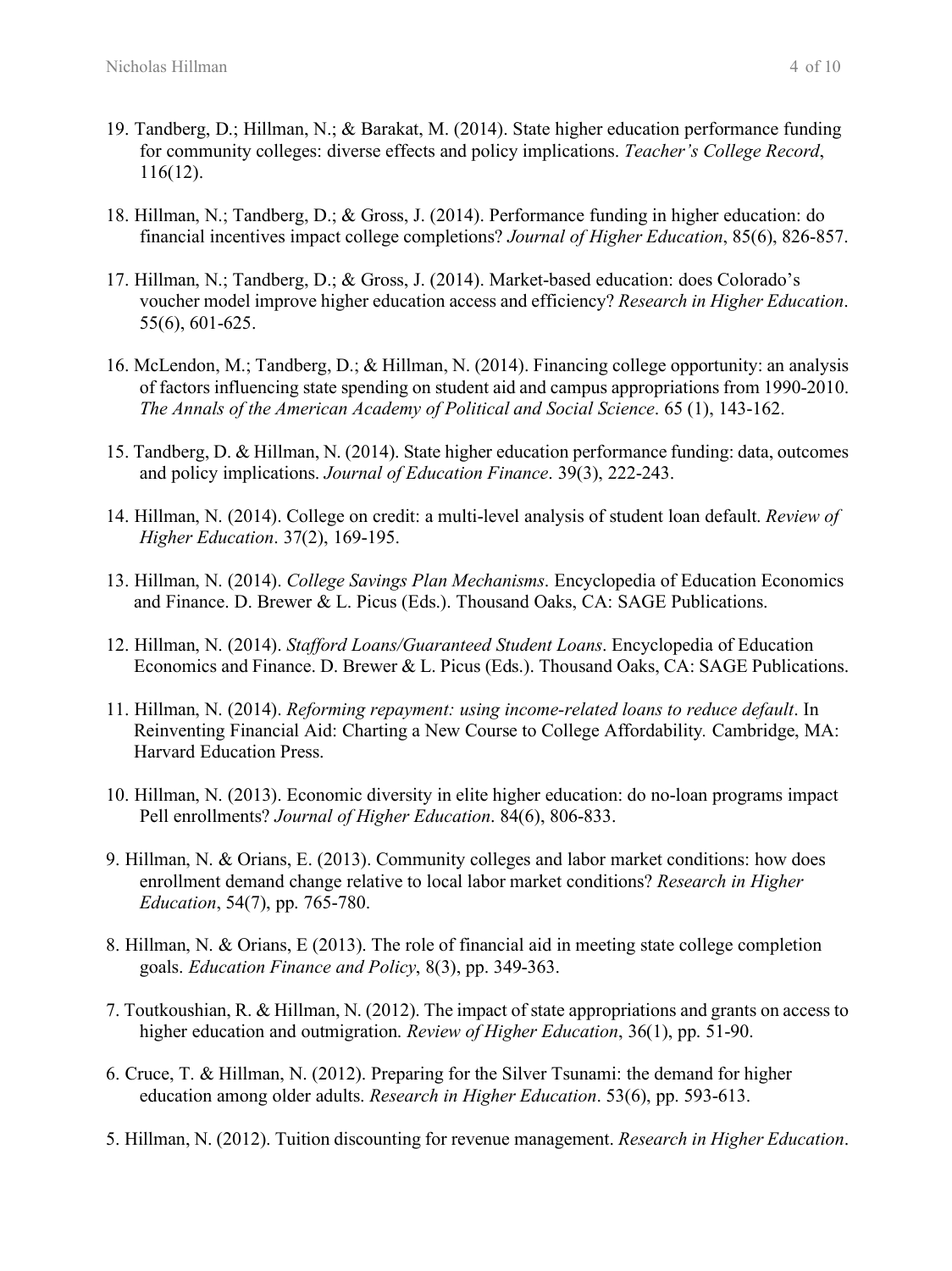19. Tandberg, D.; Hillman, N.; & Barakat, M. (2014). State higher education performance funding for community colleges: diverse effects and policy implications. *Teacher's College Record*, 116(12).

18. Hillman, N.; Tandberg, D.; & Gross, J. (2014). Performance funding in higher education: do financial incentives impact college completions? *Journal of Higher Education*, 85(6), 826-857.

17. Hillman, N.; Tandberg, D.; & Gross, J. (2014). Market-based education: does Colorado's voucher model improve higher education access and efficiency? *Research in Higher Education*. 55(6), 601-625.

16. McLendon, M.; Tandberg, D.; & Hillman, N. (2014). Financing college opportunity: an analysis of factors influencing state spending on student aid and campus appropriations from 1990-2010. *The Annals of the American Academy of Political and Social Science*. 65 (1), 143-162.

15. Tandberg, D. & Hillman, N. (2014). State higher education performance funding: data, outcomes and policy implications. *Journal of Education Finance*. 39(3), 222-243.

14. Hillman, N. (2014). College on credit: a multi-level analysis of student loan default. *Review of Higher Education*. 37(2), 169-195.

13. Hillman, N. (2014). *College Savings Plan Mechanisms*. Encyclopedia of Education Economics and Finance. D. Brewer & L. Picus (Eds.). Thousand Oaks, CA: SAGE Publications.

12. Hillman, N. (2014). *Stafford Loans/Guaranteed Student Loans*. Encyclopedia of Education Economics and Finance. D. Brewer & L. Picus (Eds.). Thousand Oaks, CA: SAGE Publications.

11. Hillman, N. (2014). *Reforming repayment: using income-related loans to reduce default*. In Reinventing Financial Aid: Charting a New Course to College Affordability. Cambridge, MA: Harvard Education Press.

10. Hillman, N. (2013). Economic diversity in elite higher education: do no-loan programs impact Pell enrollments? *Journal of Higher Education*. 84(6), 806-833.

9. Hillman, N. & Orians, E. (2013). Community colleges and labor market conditions: how does enrollment demand change relative to local labor market conditions? *Research in Higher Education*, 54(7), pp. 765-780.

8. Hillman, N. & Orians, E (2013). The role of financial aid in meeting state college completion goals. *Education Finance and Policy*, 8(3), pp. 349-363.

7. Toutkoushian, R. & Hillman, N. (2012). The impact of state appropriations and grants on access to higher education and outmigration. *Review of Higher Education*, 36(1), pp. 51-90.

6. Cruce, T. & Hillman, N. (2012). Preparing for the Silver Tsunami: the demand for higher education among older adults. *Research in Higher Education*. 53(6), pp. 593-613.

5. Hillman, N. (2012). Tuition discounting for revenue management. *Research in Higher Education*.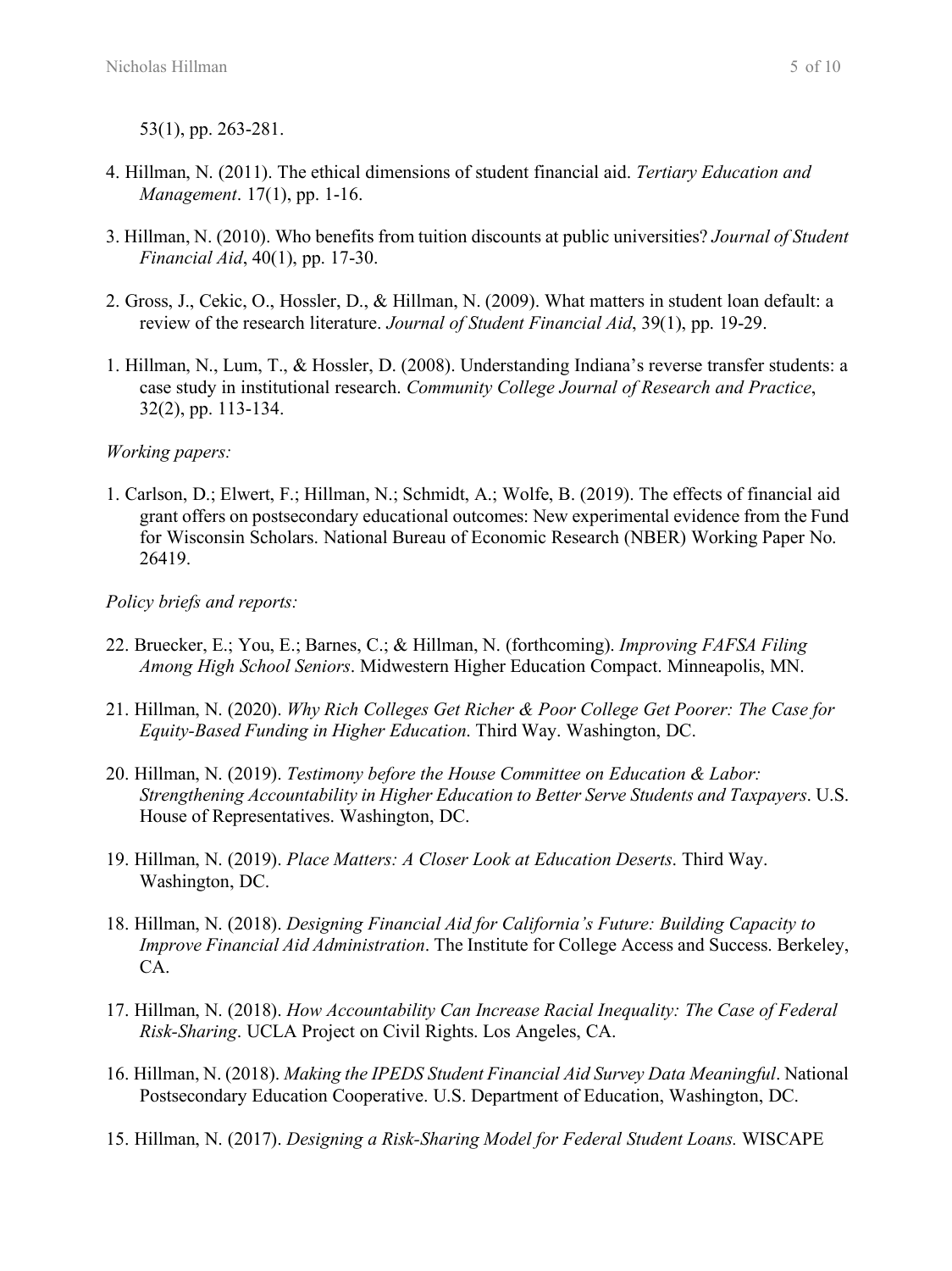53(1), pp. 263-281.

4. Hillman, N. (2011). The ethical dimensions of student financial aid. *Tertiary Education and Management*. 17(1), pp. 1-16.

3. Hillman, N. (2010). Who benefits from tuition discounts at public universities? *Journal of Student Financial Aid*, 40(1), pp. 17-30.

2. Gross, J., Cekic, O., Hossler, D., & Hillman, N. (2009). What matters in student loan default: a review of the research literature. *Journal of Student Financial Aid*, 39(1), pp. 19-29.

1. Hillman, N., Lum, T., & Hossler, D. (2008). Understanding Indiana's reverse transfer students: a case study in institutional research. *Community College Journal of Research and Practice*, 32(2), pp. 113-134.

*Working papers:*

1. Carlson, D.; Elwert, F.; Hillman, N.; Schmidt, A.; Wolfe, B. (2019). The effects of financial aid grant offers on postsecondary educational outcomes: New experimental evidence from the Fund for Wisconsin Scholars. National Bureau of Economic Research (NBER) Working Paper No. 26419.

*Policy briefs and reports:*

22. Bruecker, E.; You, E.; Barnes, C.; & Hillman, N. (forthcoming). *Improving FAFSA Filing Among High School Seniors*. Midwestern Higher Education Compact. Minneapolis, MN.

21. Hillman, N. (2020). *Why Rich Colleges Get Richer & Poor College Get Poorer: The Case for Equity-Based Funding in Higher Education*. Third Way. Washington, DC.

20. Hillman, N. (2019). *Testimony before the House Committee on Education & Labor: Strengthening Accountability in Higher Education to Better Serve Students and Taxpayers*. U.S. House of Representatives. Washington, DC.

19. Hillman, N. (2019). *Place Matters: A Closer Look at Education Deserts.* Third Way. Washington, DC.

18. Hillman, N. (2018). *Designing Financial Aid for California's Future: Building Capacity to Improve Financial Aid Administration*. The Institute for College Access and Success. Berkeley, CA.

17. Hillman, N. (2018). *How Accountability Can Increase Racial Inequality: The Case of Federal Risk-Sharing*. UCLA Project on Civil Rights. Los Angeles, CA.

16. Hillman, N. (2018). *Making the IPEDS Student Financial Aid Survey Data Meaningful*. National Postsecondary Education Cooperative. U.S. Department of Education, Washington, DC.

15. Hillman, N. (2017). *Designing a Risk-Sharing Model for Federal Student Loans.* WISCAPE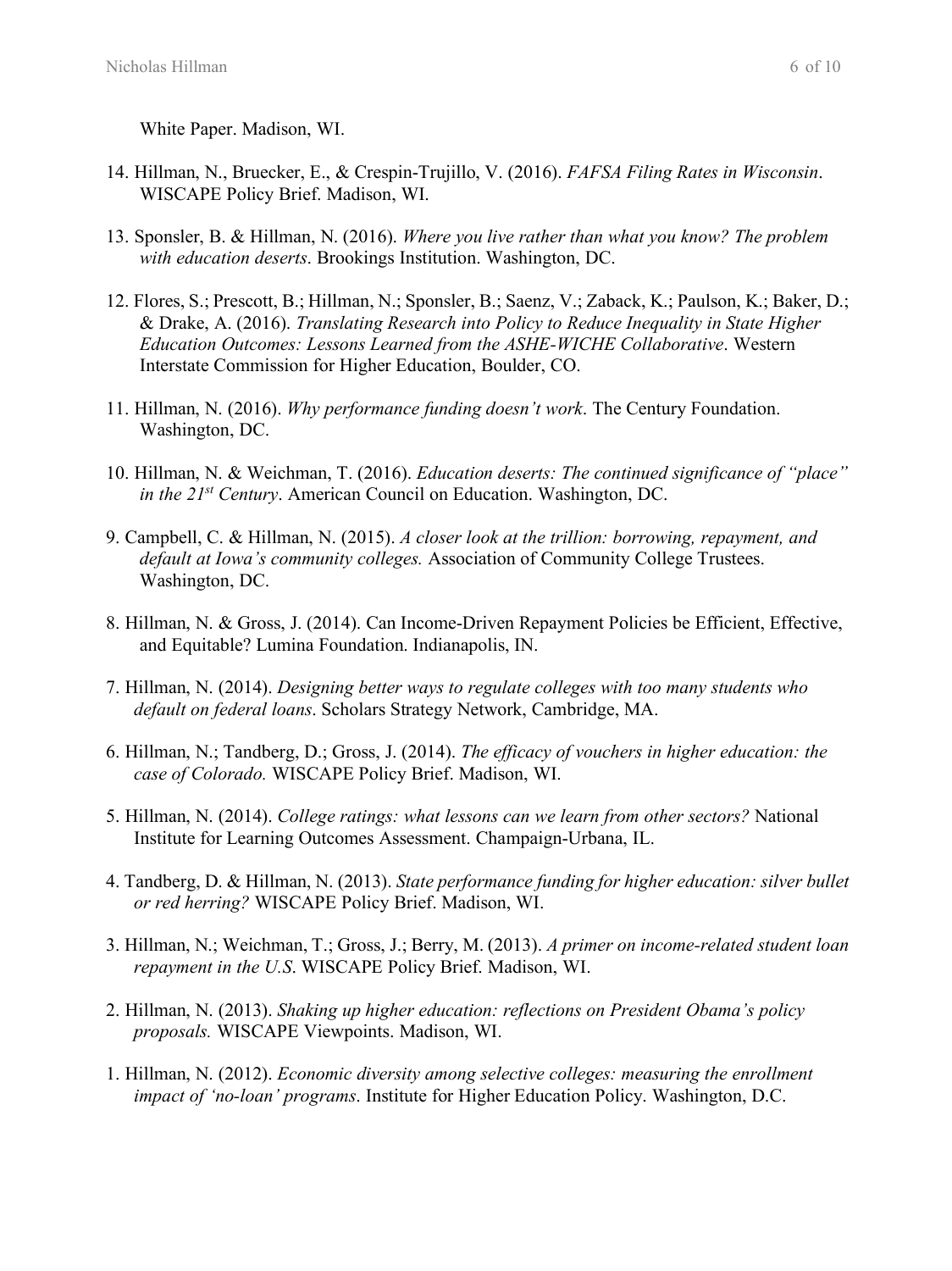White Paper. Madison, WI.

14. Hillman, N., Bruecker, E., & Crespin-Trujillo, V. (2016). *FAFSA Filing Rates in Wisconsin*. WISCAPE Policy Brief. Madison, WI.

13. Sponsler, B. & Hillman, N. (2016). *Where you live rather than what you know? The problem with education deserts*. Brookings Institution. Washington, DC.

12. Flores, S.; Prescott, B.; Hillman, N.; Sponsler, B.; Saenz, V.; Zaback, K.; Paulson, K.; Baker, D.; & Drake, A. (2016). *Translating Research into Policy to Reduce Inequality in State Higher Education Outcomes: Lessons Learned from the ASHE-WICHE Collaborative*. Western Interstate Commission for Higher Education, Boulder, CO.

11. Hillman, N. (2016). *Why performance funding doesn't work*. The Century Foundation. Washington, DC.

10. Hillman, N. & Weichman, T. (2016). *Education deserts: The continued significance of "place" in the 21st Century*. American Council on Education. Washington, DC.

9. Campbell, C. & Hillman, N. (2015). *A closer look at the trillion: borrowing, repayment, and default at Iowa's community colleges.* Association of Community College Trustees. Washington, DC.

8. Hillman, N. & Gross, J. (2014). Can Income-Driven Repayment Policies be Efficient, Effective, and Equitable? Lumina Foundation. Indianapolis, IN.

7. Hillman, N. (2014). *Designing better ways to regulate colleges with too many students who default on federal loans*. Scholars Strategy Network, Cambridge, MA.

6. Hillman, N.; Tandberg, D.; Gross, J. (2014). *The efficacy of vouchers in higher education: the case of Colorado.* WISCAPE Policy Brief. Madison, WI.

5. Hillman, N. (2014). *College ratings: what lessons can we learn from other sectors?* National Institute for Learning Outcomes Assessment. Champaign-Urbana, IL.

4. Tandberg, D. & Hillman, N. (2013). *State performance funding for higher education: silver bullet or red herring?* WISCAPE Policy Brief. Madison, WI.

3. Hillman, N.; Weichman, T.; Gross, J.; Berry, M. (2013). *A primer on income-related student loan repayment in the U.S*. WISCAPE Policy Brief. Madison, WI.

2. Hillman, N. (2013). *Shaking up higher education: reflections on President Obama's policy proposals.* WISCAPE Viewpoints. Madison, WI.

1. Hillman, N. (2012). *Economic diversity among selective colleges: measuring the enrollment impact of 'no-loan' programs*. Institute for Higher Education Policy. Washington, D.C.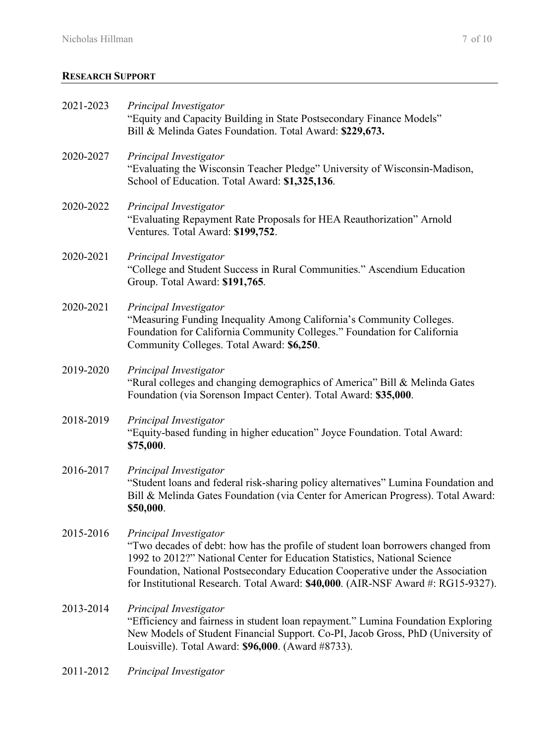## RESEARCH SUPPORT

2021-2023 *Principal Investigator*
"Equity and Capacity Building in State Postsecondary Finance Models" Bill & Melinda Gates Foundation. Total Award: **$229,673.**

2020-2027 *Principal Investigator*
"Evaluating the Wisconsin Teacher Pledge" University of Wisconsin-Madison, School of Education. Total Award: **$1,325,136**.

2020-2022 *Principal Investigator*
"Evaluating Repayment Rate Proposals for HEA Reauthorization" Arnold Ventures. Total Award: **$199,752**.

2020-2021 *Principal Investigator*
"College and Student Success in Rural Communities." Ascendium Education Group. Total Award: **$191,765**.

2020-2021 *Principal Investigator*
"Measuring Funding Inequality Among California's Community Colleges. Foundation for California Community Colleges." Foundation for California Community Colleges. Total Award: **$6,250**.

2019-2020 *Principal Investigator*
"Rural colleges and changing demographics of America" Bill & Melinda Gates Foundation (via Sorenson Impact Center). Total Award: **$35,000**.

2018-2019 *Principal Investigator*
"Equity-based funding in higher education" Joyce Foundation. Total Award: **$75,000**.

2016-2017 *Principal Investigator*
"Student loans and federal risk-sharing policy alternatives" Lumina Foundation and Bill & Melinda Gates Foundation (via Center for American Progress). Total Award: **$50,000**.

2015-2016 *Principal Investigator*
"Two decades of debt: how has the profile of student loan borrowers changed from 1992 to 2012?" National Center for Education Statistics, National Science Foundation, National Postsecondary Education Cooperative under the Association for Institutional Research. Total Award: **$40,000**. (AIR-NSF Award #: RG15-9327).

2013-2014 *Principal Investigator*
"Efficiency and fairness in student loan repayment." Lumina Foundation Exploring New Models of Student Financial Support. Co-PI, Jacob Gross, PhD (University of Louisville). Total Award: **$96,000**. (Award #8733).

2011-2012 *Principal Investigator*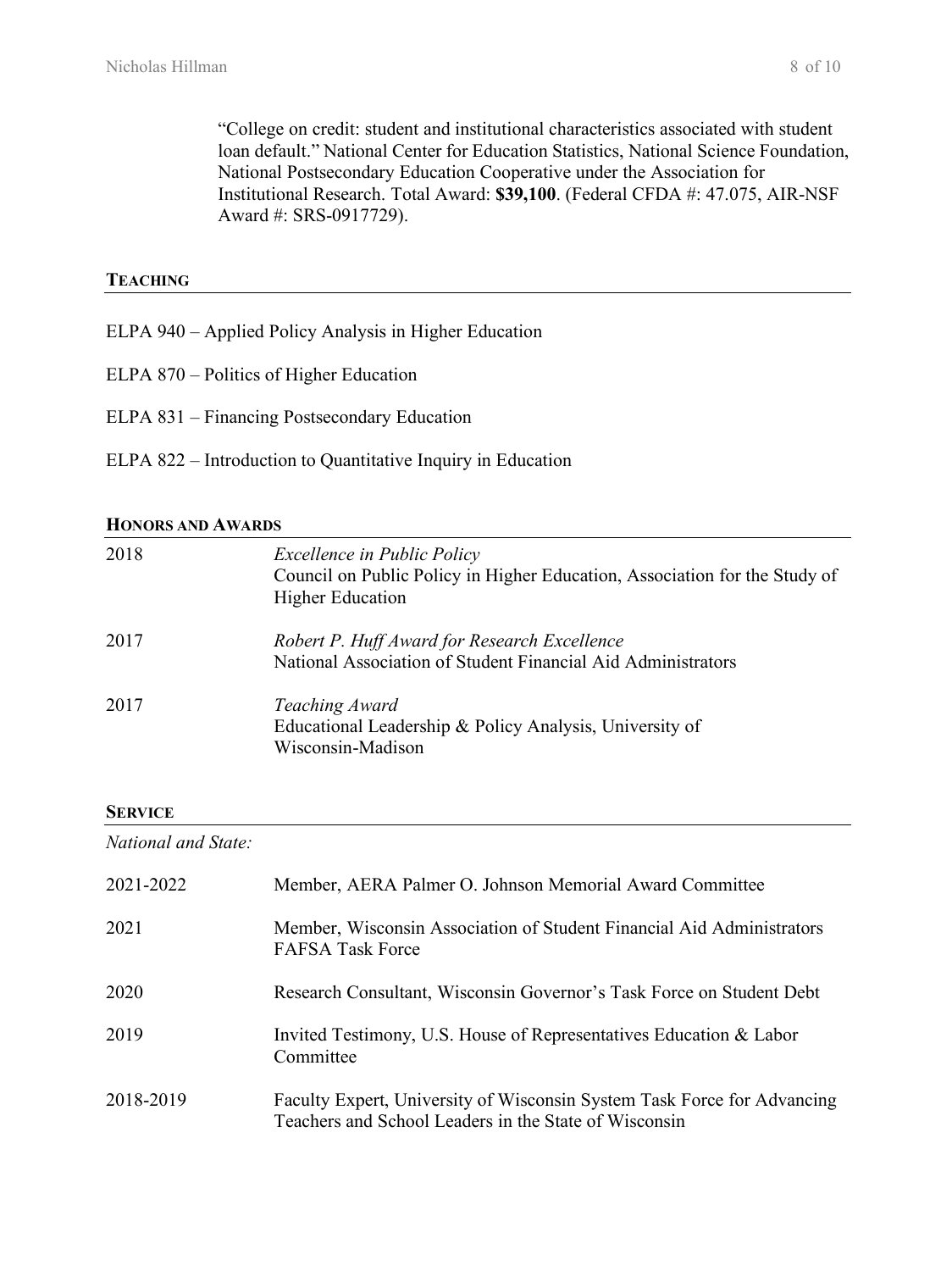"College on credit: student and institutional characteristics associated with student loan default." National Center for Education Statistics, National Science Foundation, National Postsecondary Education Cooperative under the Association for Institutional Research. Total Award: **$39,100**. (Federal CFDA #: 47.075, AIR-NSF Award #: SRS-0917729).

## TEACHING

ELPA 940 – Applied Policy Analysis in Higher Education

ELPA 870 – Politics of Higher Education

ELPA 831 – Financing Postsecondary Education

ELPA 822 – Introduction to Quantitative Inquiry in Education

## HONORS AND AWARDS

2018 — *Excellence in Public Policy*
Council on Public Policy in Higher Education, Association for the Study of Higher Education

2017 — *Robert P. Huff Award for Research Excellence*
National Association of Student Financial Aid Administrators

2017 — *Teaching Award*
Educational Leadership & Policy Analysis, University of Wisconsin-Madison

## SERVICE

*National and State:*

2021-2022 — Member, AERA Palmer O. Johnson Memorial Award Committee

2021 — Member, Wisconsin Association of Student Financial Aid Administrators FAFSA Task Force

2020 — Research Consultant, Wisconsin Governor's Task Force on Student Debt

2019 — Invited Testimony, U.S. House of Representatives Education & Labor Committee

2018-2019 — Faculty Expert, University of Wisconsin System Task Force for Advancing Teachers and School Leaders in the State of Wisconsin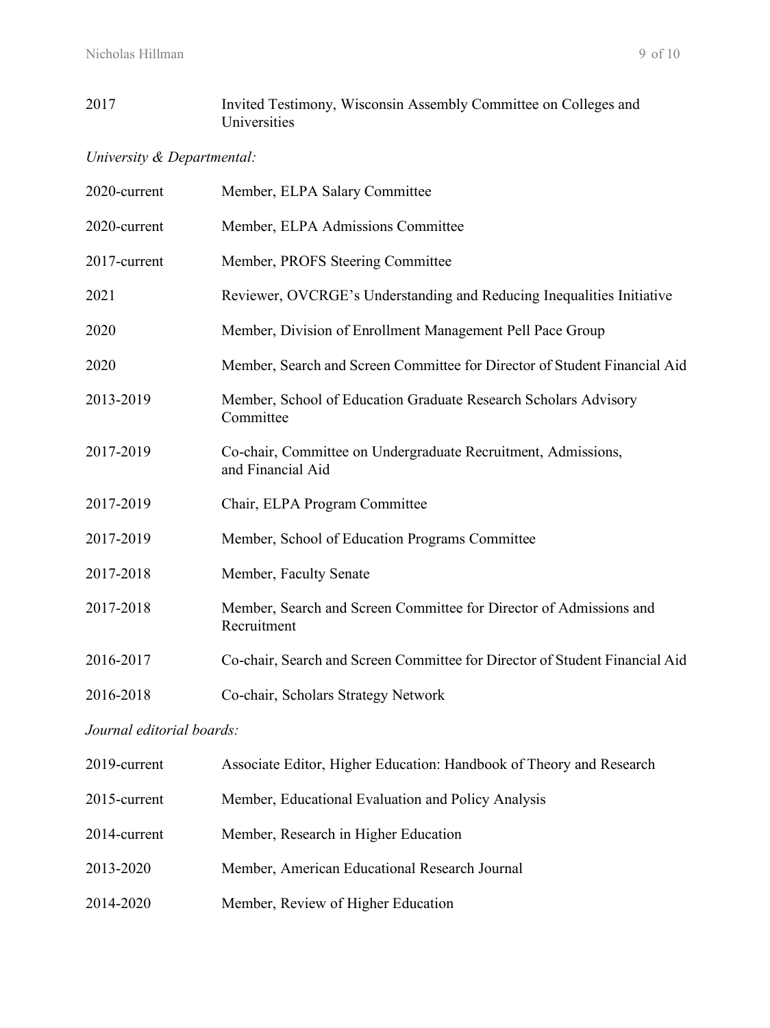2017 Invited Testimony, Wisconsin Assembly Committee on Colleges and Universities

*University & Departmental:*

2020-current Member, ELPA Salary Committee

2020-current Member, ELPA Admissions Committee

2017-current Member, PROFS Steering Committee

2021 Reviewer, OVCRGE's Understanding and Reducing Inequalities Initiative

2020 Member, Division of Enrollment Management Pell Pace Group

2020 Member, Search and Screen Committee for Director of Student Financial Aid

2013-2019 Member, School of Education Graduate Research Scholars Advisory Committee

2017-2019 Co-chair, Committee on Undergraduate Recruitment, Admissions, and Financial Aid

2017-2019 Chair, ELPA Program Committee

2017-2019 Member, School of Education Programs Committee

2017-2018 Member, Faculty Senate

2017-2018 Member, Search and Screen Committee for Director of Admissions and Recruitment

2016-2017 Co-chair, Search and Screen Committee for Director of Student Financial Aid

2016-2018 Co-chair, Scholars Strategy Network

*Journal editorial boards:*

2019-current Associate Editor, Higher Education: Handbook of Theory and Research

2015-current Member, Educational Evaluation and Policy Analysis

2014-current Member, Research in Higher Education

2013-2020 Member, American Educational Research Journal

2014-2020 Member, Review of Higher Education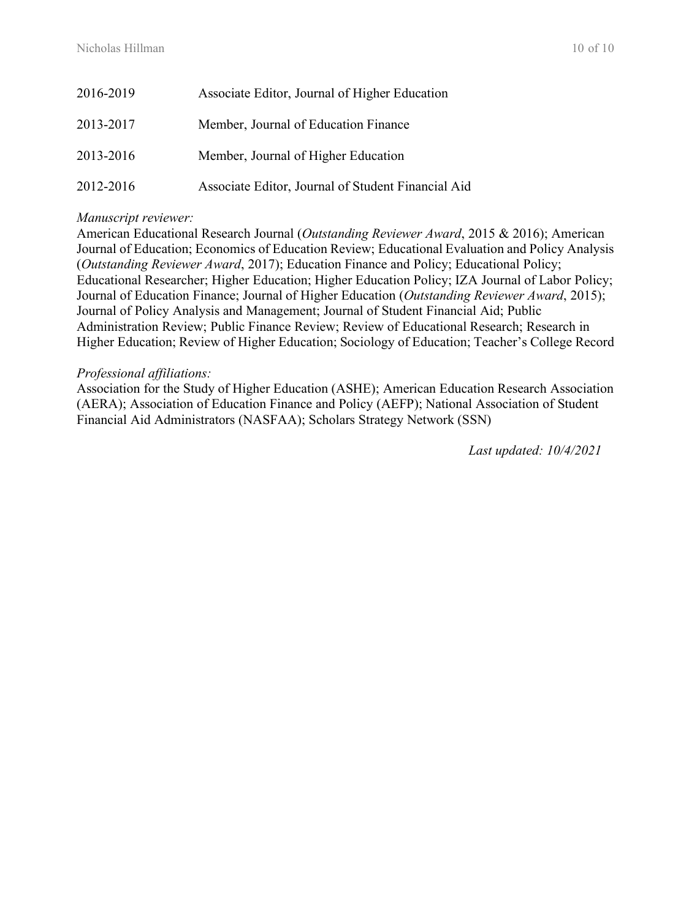| | |
|---|---|
| 2016-2019 | Associate Editor, Journal of Higher Education |
| 2013-2017 | Member, Journal of Education Finance |
| 2013-2016 | Member, Journal of Higher Education |
| 2012-2016 | Associate Editor, Journal of Student Financial Aid |

*Manuscript reviewer:*
American Educational Research Journal (*Outstanding Reviewer Award*, 2015 & 2016); American Journal of Education; Economics of Education Review; Educational Evaluation and Policy Analysis (*Outstanding Reviewer Award*, 2017); Education Finance and Policy; Educational Policy; Educational Researcher; Higher Education; Higher Education Policy; IZA Journal of Labor Policy; Journal of Education Finance; Journal of Higher Education (*Outstanding Reviewer Award*, 2015); Journal of Policy Analysis and Management; Journal of Student Financial Aid; Public Administration Review; Public Finance Review; Review of Educational Research; Research in Higher Education; Review of Higher Education; Sociology of Education; Teacher's College Record

*Professional affiliations:*
Association for the Study of Higher Education (ASHE); American Education Research Association (AERA); Association of Education Finance and Policy (AEFP); National Association of Student Financial Aid Administrators (NASFAA); Scholars Strategy Network (SSN)

*Last updated: 10/4/2021*